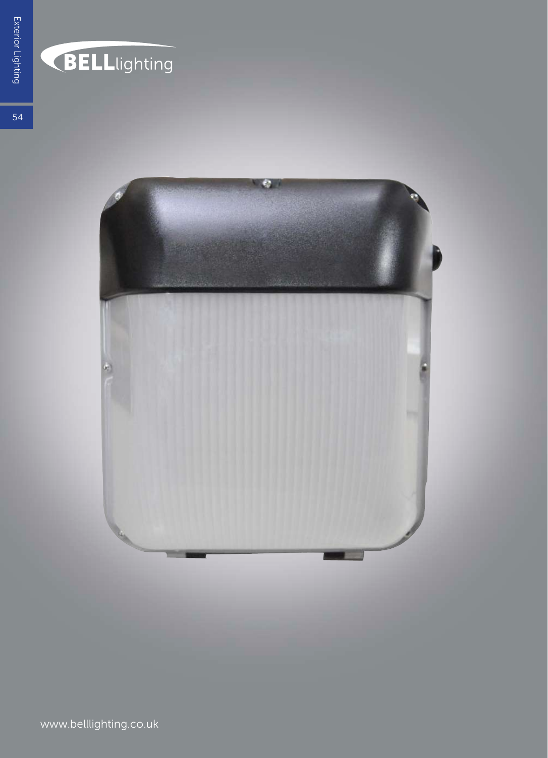BELLlighting

www.belllighting.co.uk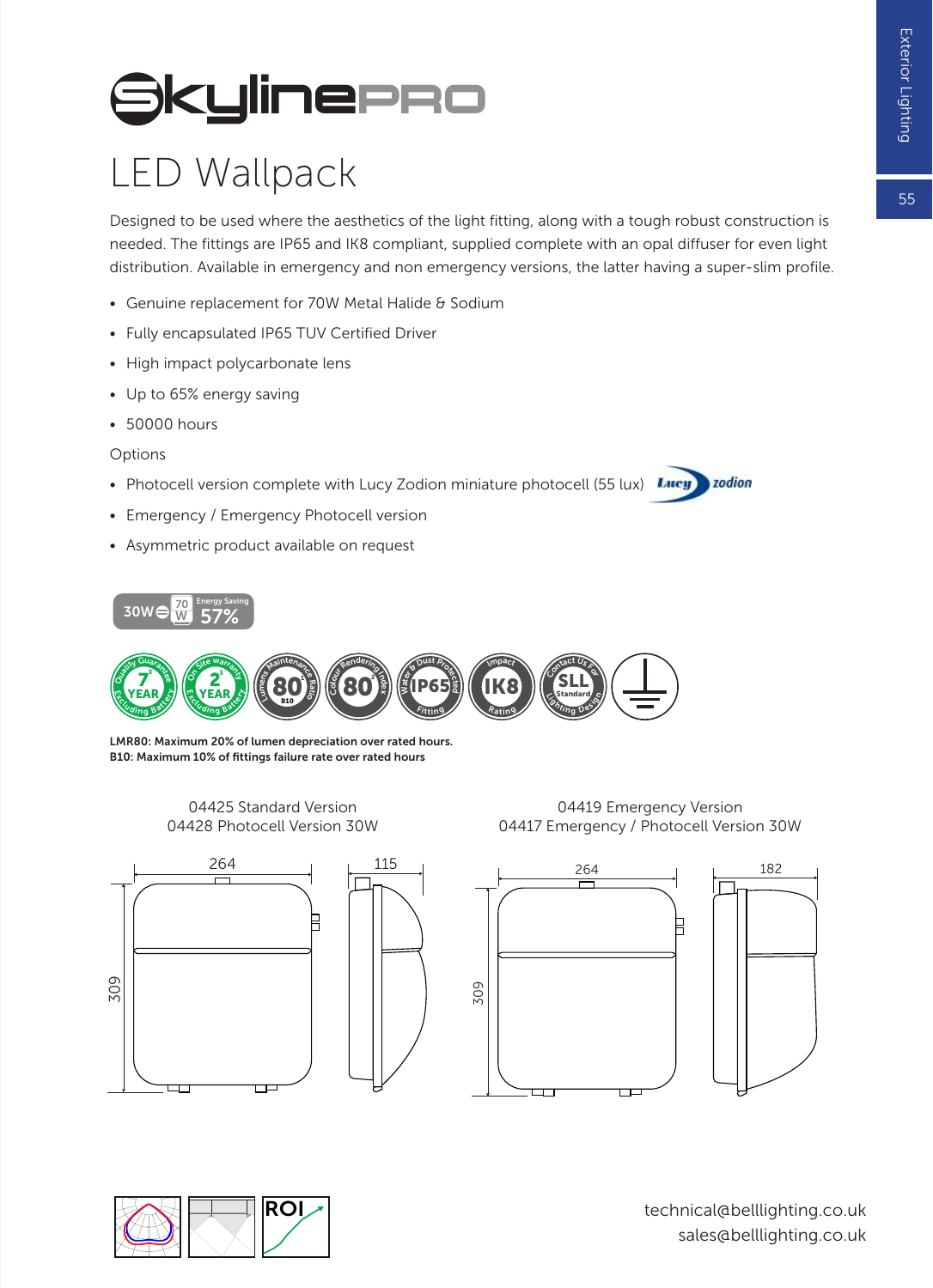# SkylinePRO

## LED Wallpack

Designed to be used where the aesthetics of the light fitting, along with a tough robust construction is needed. The fittings are IP65 and IK8 compliant, supplied complete with an opal diffuser for even light distribution. Available in emergency and non emergency versions, the latter having a super-slim profile.

- Genuine replacement for 70W Metal Halide & Sodium
- Fully encapsulated IP65 TUV Certified Driver
- High impact polycarbonate lens
- Up to 65% energy saving
- 50000 hours

Options

- Photocell version complete with Lucy Zodion miniature photocell (55 lux)
- Emergency / Emergency Photocell version
- Asymmetric product available on request

30W = 70W Energy Saving 57%

7 YEAR Quality Guarantee Excluding Battery | 2 YEAR On Site Warranty Excluding Battery | 80 B10 Lumens Maintenance Ratio | 80 Colour Rendering Index | IP65 Water & Dust Protected Fitting | IK8 Impact Rating | SLL Standard Contact Us For Lighting Design

**LMR80: Maximum 20% of lumen depreciation over rated hours.**
**B10: Maximum 10% of fittings failure rate over rated hours**

04425 Standard Version
04428 Photocell Version 30W

Dimensions: 264 × 309, depth 115

04419 Emergency Version
04417 Emergency / Photocell Version 30W

Dimensions: 264 × 309, depth 182

ROI

technical@belllighting.co.uk
sales@belllighting.co.uk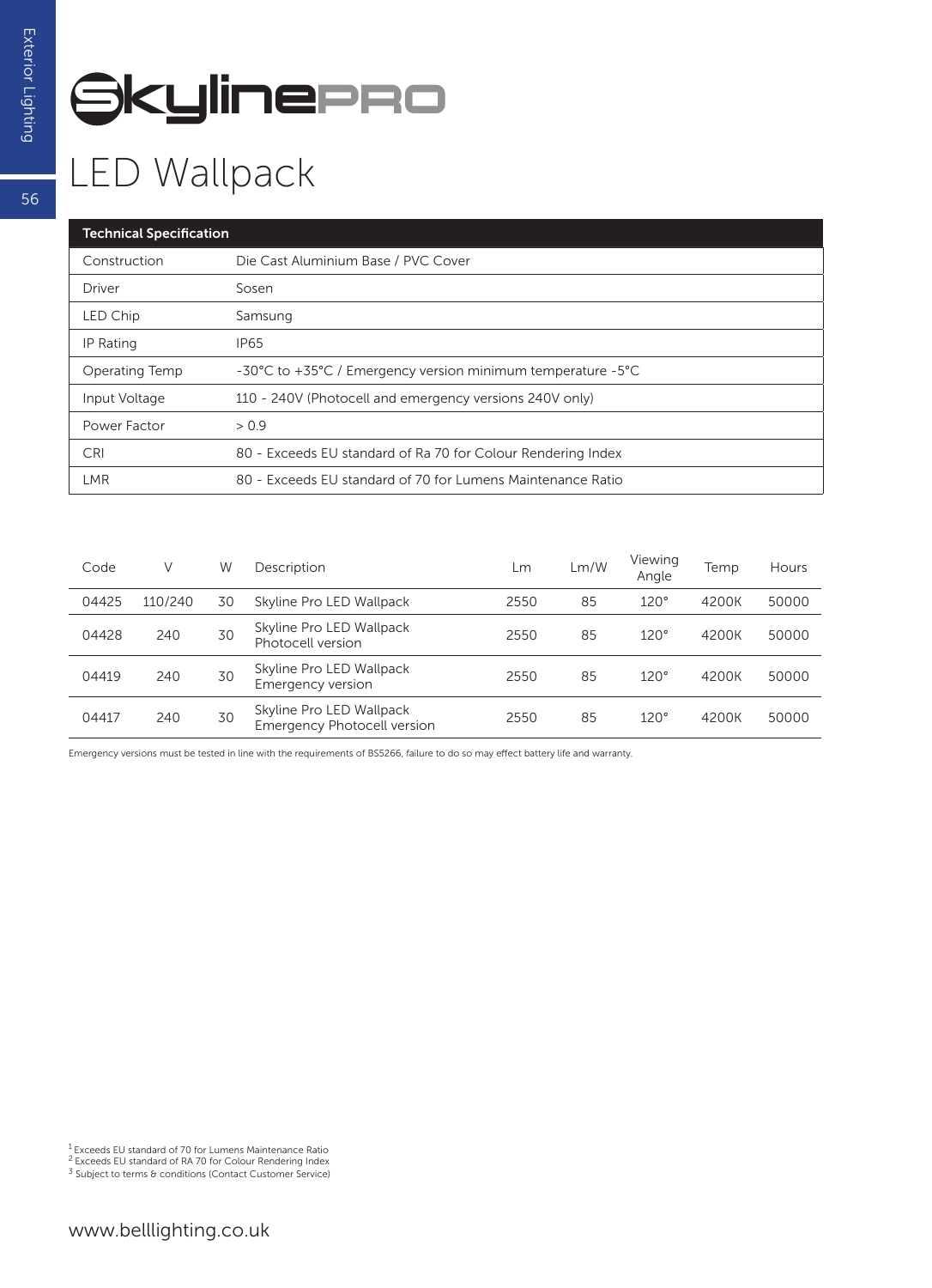# SkylinePRO

## LED Wallpack

| Technical Specification | |
|---|---|
| Construction | Die Cast Aluminium Base / PVC Cover |
| Driver | Sosen |
| LED Chip | Samsung |
| IP Rating | IP65 |
| Operating Temp | -30°C to +35°C / Emergency version minimum temperature -5°C |
| Input Voltage | 110 - 240V (Photocell and emergency versions 240V only) |
| Power Factor | > 0.9 |
| CRI | 80 - Exceeds EU standard of Ra 70 for Colour Rendering Index |
| LMR | 80 - Exceeds EU standard of 70 for Lumens Maintenance Ratio |

| Code | V | W | Description | Lm | Lm/W | Viewing Angle | Temp | Hours |
|---|---|---|---|---|---|---|---|---|
| 04425 | 110/240 | 30 | Skyline Pro LED Wallpack | 2550 | 85 | 120° | 4200K | 50000 |
| 04428 | 240 | 30 | Skyline Pro LED Wallpack Photocell version | 2550 | 85 | 120° | 4200K | 50000 |
| 04419 | 240 | 30 | Skyline Pro LED Wallpack Emergency version | 2550 | 85 | 120° | 4200K | 50000 |
| 04417 | 240 | 30 | Skyline Pro LED Wallpack Emergency Photocell version | 2550 | 85 | 120° | 4200K | 50000 |

Emergency versions must be tested in line with the requirements of BS5266, failure to do so may effect battery life and warranty.

[1] Exceeds EU standard of 70 for Lumens Maintenance Ratio
[2] Exceeds EU standard of RA 70 for Colour Rendering Index
[3] Subject to terms & conditions (Contact Customer Service)

www.belllighting.co.uk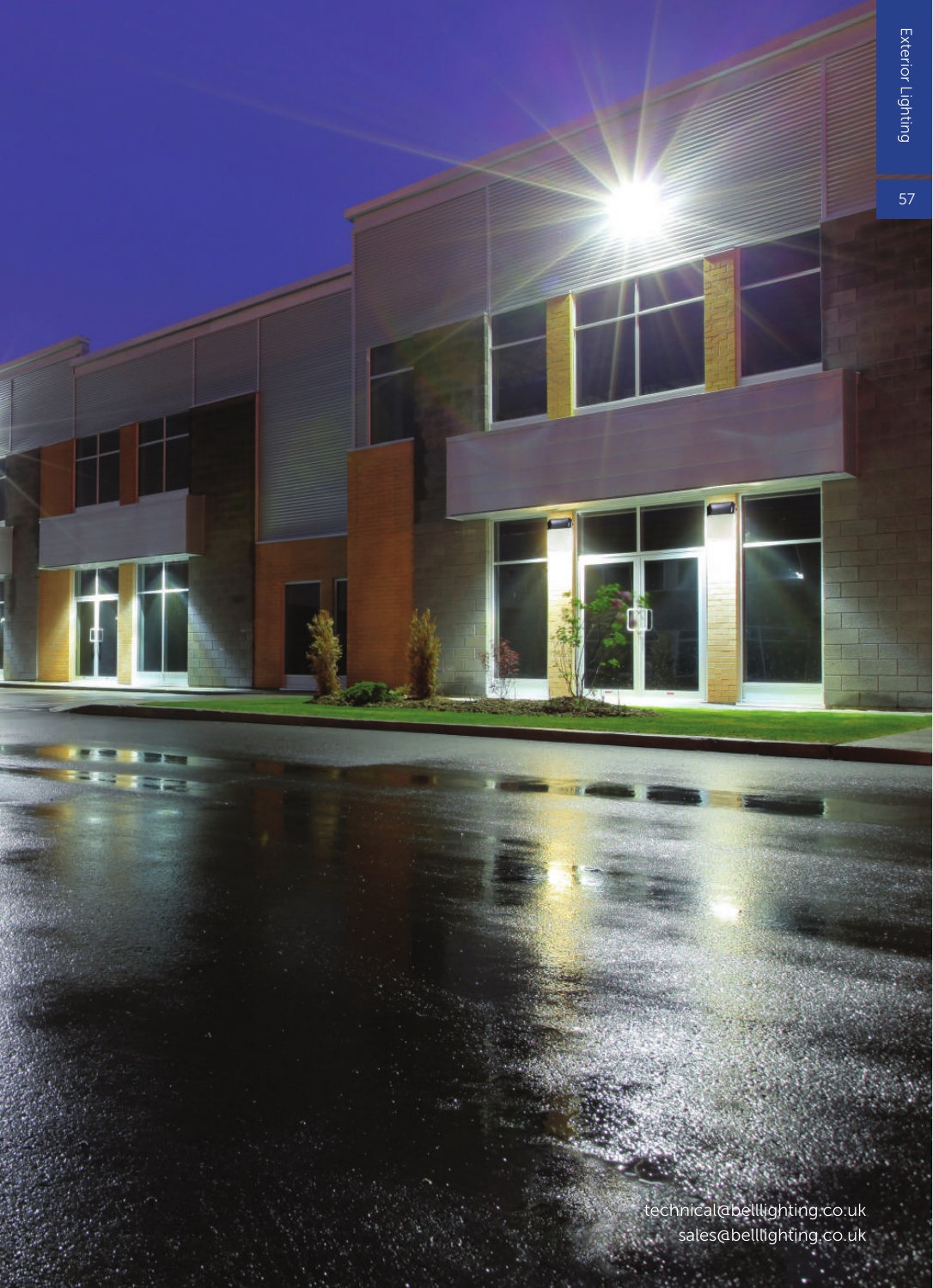technical@belllighting.co.uk
sales@belllighting.co.uk